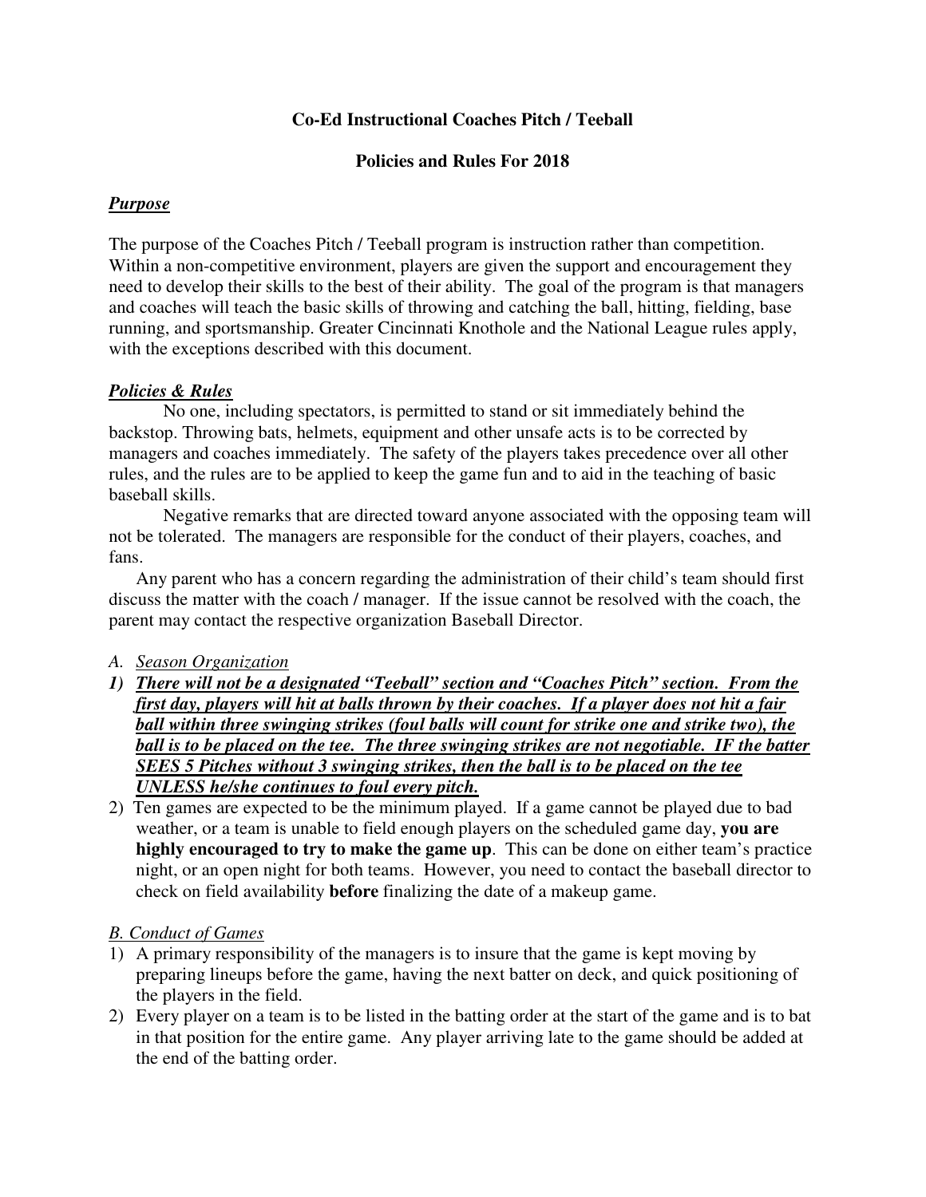**Co-Ed Instructional Coaches Pitch / Teeball**

**Policies and Rules For 2018**

***Purpose***

The purpose of the Coaches Pitch / Teeball program is instruction rather than competition. Within a non-competitive environment, players are given the support and encouragement they need to develop their skills to the best of their ability. The goal of the program is that managers and coaches will teach the basic skills of throwing and catching the ball, hitting, fielding, base running, and sportsmanship. Greater Cincinnati Knothole and the National League rules apply, with the exceptions described with this document.

***Policies & Rules***

No one, including spectators, is permitted to stand or sit immediately behind the backstop. Throwing bats, helmets, equipment and other unsafe acts is to be corrected by managers and coaches immediately. The safety of the players takes precedence over all other rules, and the rules are to be applied to keep the game fun and to aid in the teaching of basic baseball skills.

Negative remarks that are directed toward anyone associated with the opposing team will not be tolerated. The managers are responsible for the conduct of their players, coaches, and fans.

Any parent who has a concern regarding the administration of their child's team should first discuss the matter with the coach / manager. If the issue cannot be resolved with the coach, the parent may contact the respective organization Baseball Director.

*A. Season Organization*

1) ***There will not be a designated "Teeball" section and "Coaches Pitch" section. From the first day, players will hit at balls thrown by their coaches. If a player does not hit a fair ball within three swinging strikes (foul balls will count for strike one and strike two), the ball is to be placed on the tee. The three swinging strikes are not negotiable. IF the batter SEES 5 Pitches without 3 swinging strikes, then the ball is to be placed on the tee UNLESS he/she continues to foul every pitch.***
2) Ten games are expected to be the minimum played. If a game cannot be played due to bad weather, or a team is unable to field enough players on the scheduled game day, **you are highly encouraged to try to make the game up**. This can be done on either team's practice night, or an open night for both teams. However, you need to contact the baseball director to check on field availability **before** finalizing the date of a makeup game.

*B. Conduct of Games*

1) A primary responsibility of the managers is to insure that the game is kept moving by preparing lineups before the game, having the next batter on deck, and quick positioning of the players in the field.
2) Every player on a team is to be listed in the batting order at the start of the game and is to bat in that position for the entire game. Any player arriving late to the game should be added at the end of the batting order.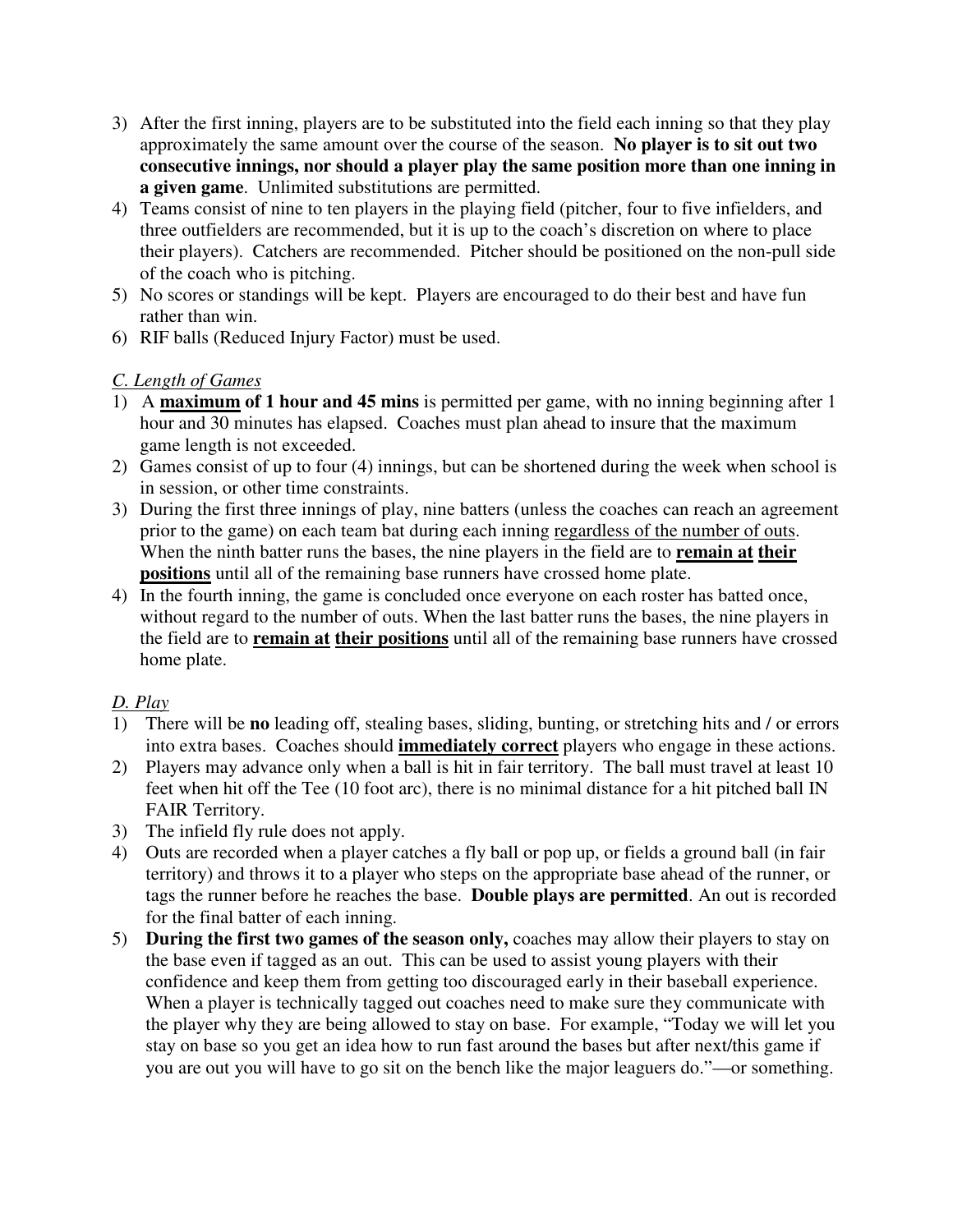3) After the first inning, players are to be substituted into the field each inning so that they play approximately the same amount over the course of the season. **No player is to sit out two consecutive innings, nor should a player play the same position more than one inning in a given game**. Unlimited substitutions are permitted.
4) Teams consist of nine to ten players in the playing field (pitcher, four to five infielders, and three outfielders are recommended, but it is up to the coach's discretion on where to place their players). Catchers are recommended. Pitcher should be positioned on the non-pull side of the coach who is pitching.
5) No scores or standings will be kept. Players are encouraged to do their best and have fun rather than win.
6) RIF balls (Reduced Injury Factor) must be used.

*C. Length of Games*

1) A **maximum of 1 hour and 45 mins** is permitted per game, with no inning beginning after 1 hour and 30 minutes has elapsed. Coaches must plan ahead to insure that the maximum game length is not exceeded.
2) Games consist of up to four (4) innings, but can be shortened during the week when school is in session, or other time constraints.
3) During the first three innings of play, nine batters (unless the coaches can reach an agreement prior to the game) on each team bat during each inning regardless of the number of outs. When the ninth batter runs the bases, the nine players in the field are to **remain at their positions** until all of the remaining base runners have crossed home plate.
4) In the fourth inning, the game is concluded once everyone on each roster has batted once, without regard to the number of outs. When the last batter runs the bases, the nine players in the field are to **remain at their positions** until all of the remaining base runners have crossed home plate.

*D. Play*

1) There will be **no** leading off, stealing bases, sliding, bunting, or stretching hits and / or errors into extra bases. Coaches should **immediately correct** players who engage in these actions.
2) Players may advance only when a ball is hit in fair territory. The ball must travel at least 10 feet when hit off the Tee (10 foot arc), there is no minimal distance for a hit pitched ball IN FAIR Territory.
3) The infield fly rule does not apply.
4) Outs are recorded when a player catches a fly ball or pop up, or fields a ground ball (in fair territory) and throws it to a player who steps on the appropriate base ahead of the runner, or tags the runner before he reaches the base. **Double plays are permitted**. An out is recorded for the final batter of each inning.
5) **During the first two games of the season only,** coaches may allow their players to stay on the base even if tagged as an out. This can be used to assist young players with their confidence and keep them from getting too discouraged early in their baseball experience. When a player is technically tagged out coaches need to make sure they communicate with the player why they are being allowed to stay on base. For example, "Today we will let you stay on base so you get an idea how to run fast around the bases but after next/this game if you are out you will have to go sit on the bench like the major leaguers do."—or something.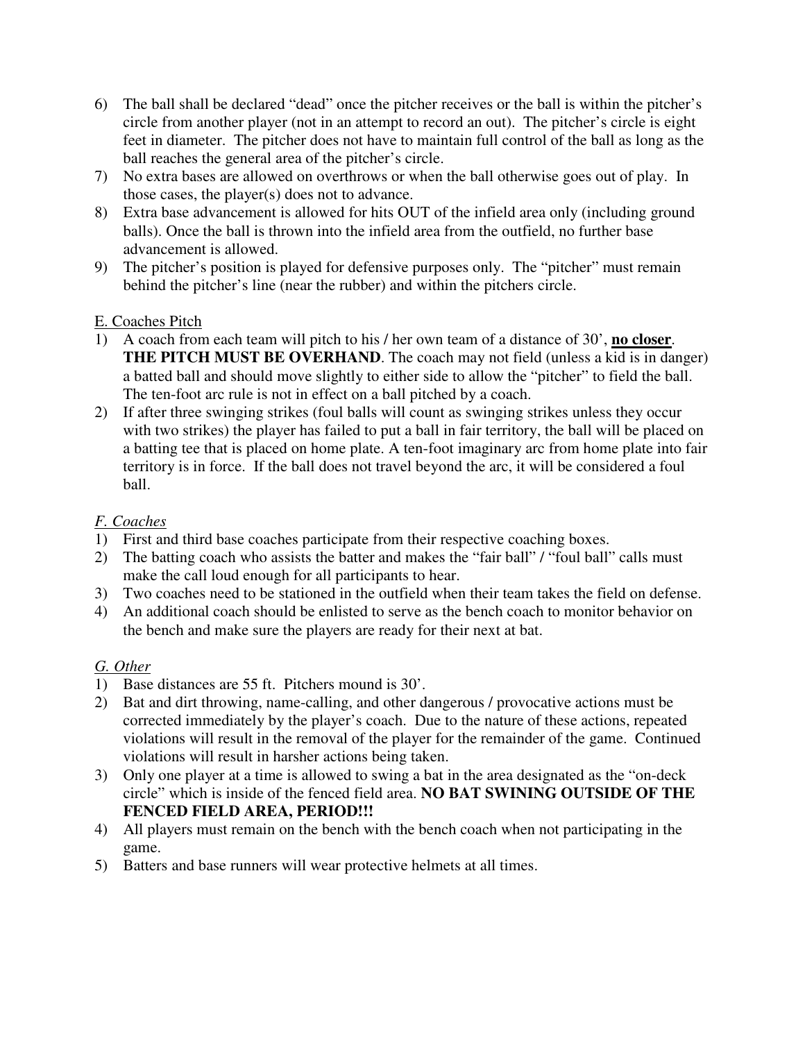6) The ball shall be declared "dead" once the pitcher receives or the ball is within the pitcher's circle from another player (not in an attempt to record an out). The pitcher's circle is eight feet in diameter. The pitcher does not have to maintain full control of the ball as long as the ball reaches the general area of the pitcher's circle.
7) No extra bases are allowed on overthrows or when the ball otherwise goes out of play. In those cases, the player(s) does not to advance.
8) Extra base advancement is allowed for hits OUT of the infield area only (including ground balls). Once the ball is thrown into the infield area from the outfield, no further base advancement is allowed.
9) The pitcher's position is played for defensive purposes only. The "pitcher" must remain behind the pitcher's line (near the rubber) and within the pitchers circle.

<u>E. Coaches Pitch</u>

1) A coach from each team will pitch to his / her own team of a distance of 30', **<u>no closer</u>**. **THE PITCH MUST BE OVERHAND**. The coach may not field (unless a kid is in danger) a batted ball and should move slightly to either side to allow the "pitcher" to field the ball. The ten-foot arc rule is not in effect on a ball pitched by a coach.
2) If after three swinging strikes (foul balls will count as swinging strikes unless they occur with two strikes) the player has failed to put a ball in fair territory, the ball will be placed on a batting tee that is placed on home plate. A ten-foot imaginary arc from home plate into fair territory is in force. If the ball does not travel beyond the arc, it will be considered a foul ball.

*<u>F. Coaches</u>*

1) First and third base coaches participate from their respective coaching boxes.
2) The batting coach who assists the batter and makes the "fair ball" / "foul ball" calls must make the call loud enough for all participants to hear.
3) Two coaches need to be stationed in the outfield when their team takes the field on defense.
4) An additional coach should be enlisted to serve as the bench coach to monitor behavior on the bench and make sure the players are ready for their next at bat.

*<u>G. Other</u>*

1) Base distances are 55 ft. Pitchers mound is 30'.
2) Bat and dirt throwing, name-calling, and other dangerous / provocative actions must be corrected immediately by the player's coach. Due to the nature of these actions, repeated violations will result in the removal of the player for the remainder of the game. Continued violations will result in harsher actions being taken.
3) Only one player at a time is allowed to swing a bat in the area designated as the "on-deck circle" which is inside of the fenced field area. **NO BAT SWINING OUTSIDE OF THE FENCED FIELD AREA, PERIOD!!!**
4) All players must remain on the bench with the bench coach when not participating in the game.
5) Batters and base runners will wear protective helmets at all times.